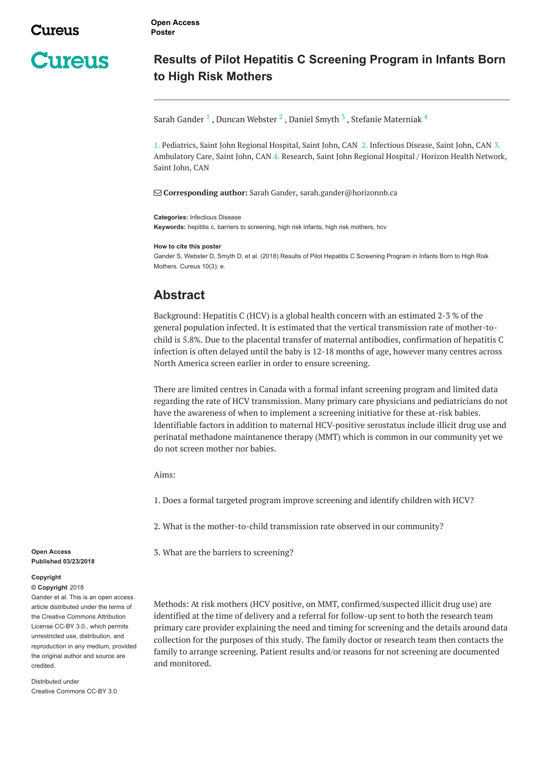Open Access
Poster

# Results of Pilot Hepatitis C Screening Program in Infants Born to High Risk Mothers

Sarah Gander [1] , Duncan Webster [2] , Daniel Smyth [3] , Stefanie Materniak [4]

1. Pediatrics, Saint John Regional Hospital, Saint John, CAN 2. Infectious Disease, Saint John, CAN 3. Ambulatory Care, Saint John, CAN 4. Research, Saint John Regional Hospital / Horizon Health Network, Saint John, CAN

**Corresponding author:** Sarah Gander, sarah.gander@horizonnb.ca

**Categories:** Infectious Disease
**Keywords:** hepititis c, barriers to screening, high risk infants, high risk mothers, hcv

**How to cite this poster**
Gander S, Webster D, Smyth D, et al. (2018) Results of Pilot Hepatitis C Screening Program in Infants Born to High Risk Mothers. Cureus 10(3): e.

Open Access
Published 03/23/2018

**Copyright**
**© Copyright** 2018
Gander et al. This is an open access article distributed under the terms of the Creative Commons Attribution License CC-BY 3.0., which permits unrestricted use, distribution, and reproduction in any medium, provided the original author and source are credited.

Distributed under
Creative Commons CC-BY 3.0

## Abstract

Background: Hepatitis C (HCV) is a global health concern with an estimated 2-3 % of the general population infected. It is estimated that the vertical transmission rate of mother-to-child is 5.8%. Due to the placental transfer of maternal antibodies, confirmation of hepatitis C infection is often delayed until the baby is 12-18 months of age, however many centres across North America screen earlier in order to ensure screening.

There are limited centres in Canada with a formal infant screening program and limited data regarding the rate of HCV transmission. Many primary care physicians and pediatricians do not have the awareness of when to implement a screening initiative for these at-risk babies. Identifiable factors in addition to maternal HCV-positive serostatus include illicit drug use and perinatal methadone maintenance therapy (MMT) which is common in our community yet we do not screen mother nor babies.

Aims:

1. Does a formal targeted program improve screening and identify children with HCV?

2. What is the mother-to-child transmission rate observed in our community?

3. What are the barriers to screening?

Methods: At risk mothers (HCV positive, on MMT, confirmed/suspected illicit drug use) are identified at the time of delivery and a referral for follow-up sent to both the research team primary care provider explaining the need and timing for screening and the details around data collection for the purposes of this study. The family doctor or research team then contacts the family to arrange screening. Patient results and/or reasons for not screening are documented and monitored.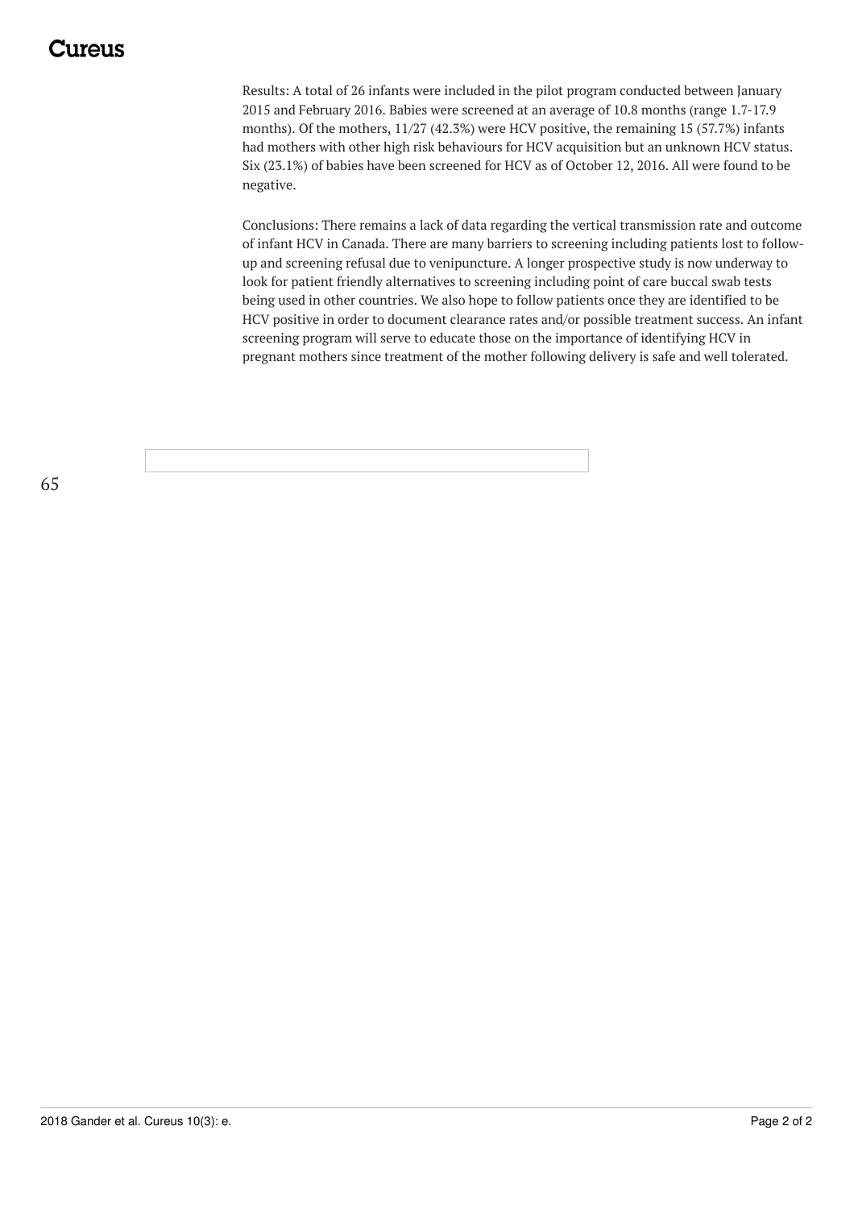Results: A total of 26 infants were included in the pilot program conducted between January 2015 and February 2016. Babies were screened at an average of 10.8 months (range 1.7-17.9 months). Of the mothers, 11/27 (42.3%) were HCV positive, the remaining 15 (57.7%) infants had mothers with other high risk behaviours for HCV acquisition but an unknown HCV status. Six (23.1%) of babies have been screened for HCV as of October 12, 2016. All were found to be negative.

Conclusions: There remains a lack of data regarding the vertical transmission rate and outcome of infant HCV in Canada. There are many barriers to screening including patients lost to follow-up and screening refusal due to venipuncture. A longer prospective study is now underway to look for patient friendly alternatives to screening including point of care buccal swab tests being used in other countries. We also hope to follow patients once they are identified to be HCV positive in order to document clearance rates and/or possible treatment success. An infant screening program will serve to educate those on the importance of identifying HCV in pregnant mothers since treatment of the mother following delivery is safe and well tolerated.

65